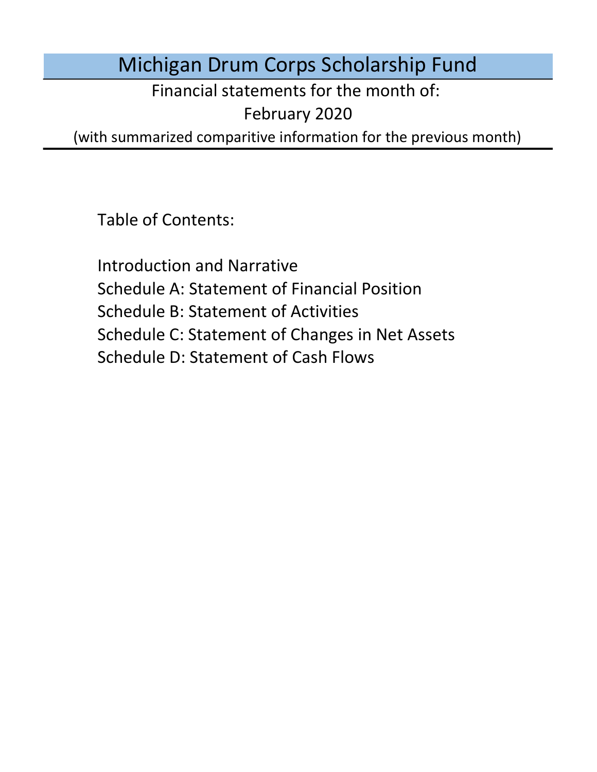# Michigan Drum Corps Scholarship Fund

Financial statements for the month of:

February 2020

(with summarized comparitive information for the previous month)

Table of Contents:

Introduction and Narrative

Schedule A: Statement of Financial Position

Schedule B: Statement of Activities

Schedule C: Statement of Changes in Net Assets

Schedule D: Statement of Cash Flows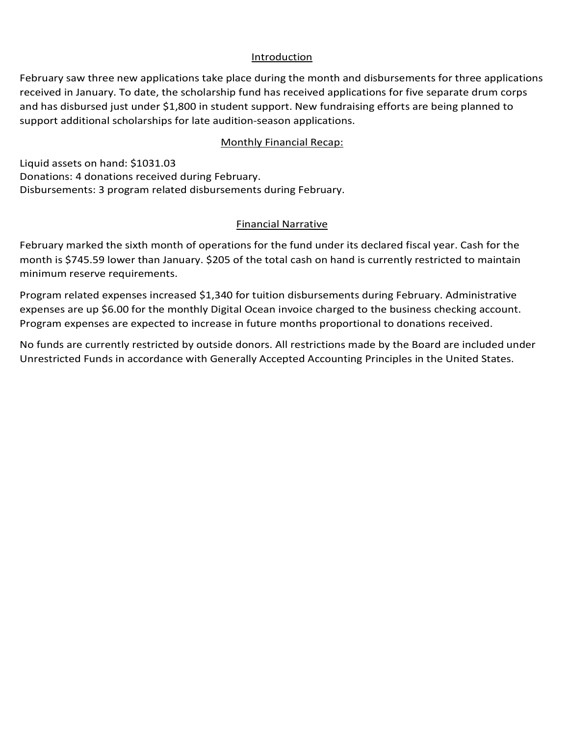## Introduction

February saw three new applications take place during the month and disbursements for three applications received in January. To date, the scholarship fund has received applications for five separate drum corps and has disbursed just under $1,800 in student support. New fundraising efforts are being planned to support additional scholarships for late audition-season applications.

## Monthly Financial Recap:

Liquid assets on hand: $1031.03
Donations: 4 donations received during February.
Disbursements: 3 program related disbursements during February.

## Financial Narrative

February marked the sixth month of operations for the fund under its declared fiscal year. Cash for the month is $745.59 lower than January. $205 of the total cash on hand is currently restricted to maintain minimum reserve requirements.

Program related expenses increased $1,340 for tuition disbursements during February. Administrative expenses are up $6.00 for the monthly Digital Ocean invoice charged to the business checking account. Program expenses are expected to increase in future months proportional to donations received.

No funds are currently restricted by outside donors. All restrictions made by the Board are included under Unrestricted Funds in accordance with Generally Accepted Accounting Principles in the United States.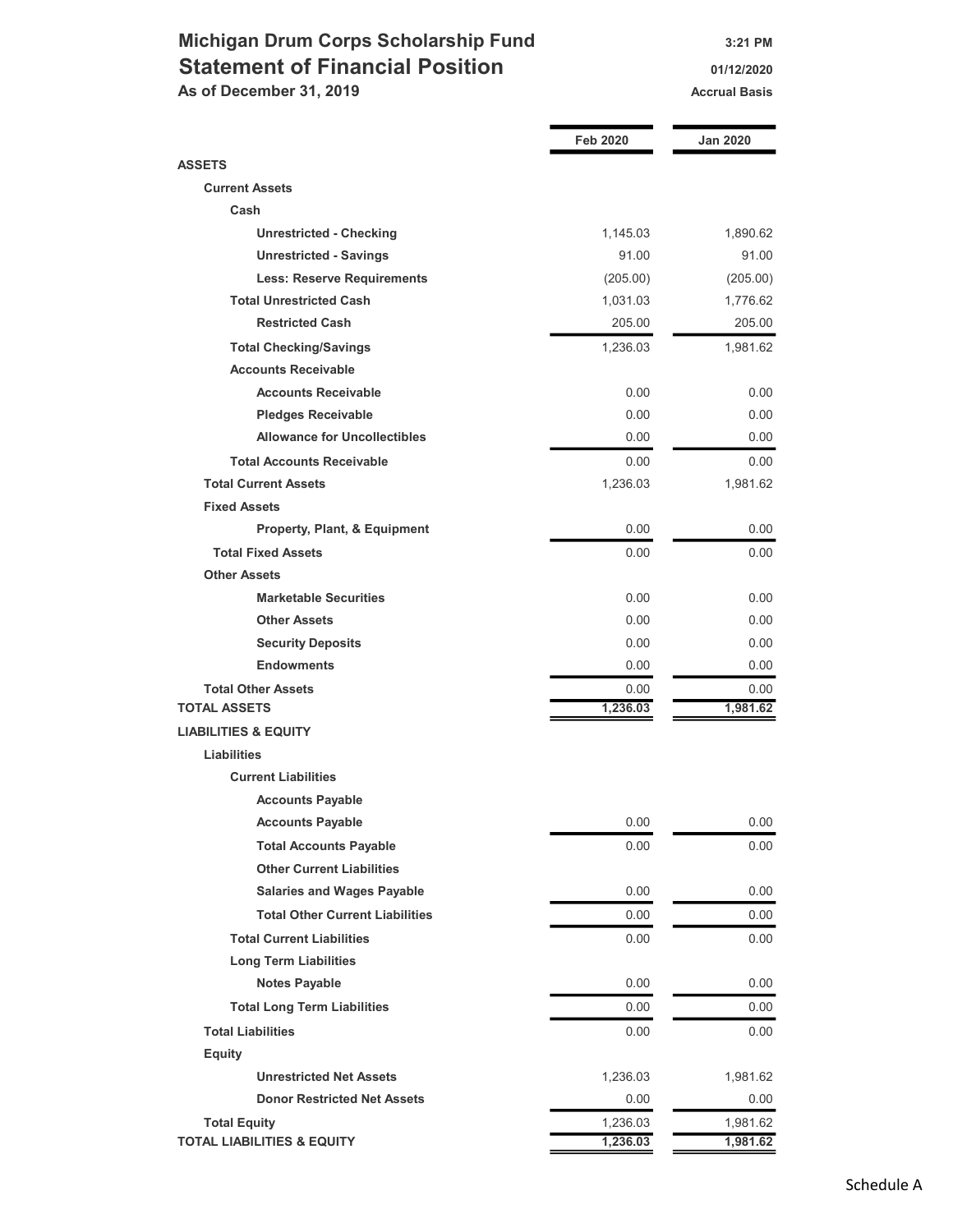# Michigan Drum Corps Scholarship Fund

## Statement of Financial Position

**As of December 31, 2019**

3:21 PM
01/12/2020
Accrual Basis

| | Feb 2020 | Jan 2020 |
|---|---|---|
| **ASSETS** | | |
| **Current Assets** | | |
| **Cash** | | |
| **Unrestricted - Checking** | 1,145.03 | 1,890.62 |
| **Unrestricted - Savings** | 91.00 | 91.00 |
| **Less: Reserve Requirements** | (205.00) | (205.00) |
| **Total Unrestricted Cash** | 1,031.03 | 1,776.62 |
| **Restricted Cash** | 205.00 | 205.00 |
| **Total Checking/Savings** | 1,236.03 | 1,981.62 |
| **Accounts Receivable** | | |
| **Accounts Receivable** | 0.00 | 0.00 |
| **Pledges Receivable** | 0.00 | 0.00 |
| **Allowance for Uncollectibles** | 0.00 | 0.00 |
| **Total Accounts Receivable** | 0.00 | 0.00 |
| **Total Current Assets** | 1,236.03 | 1,981.62 |
| **Fixed Assets** | | |
| **Property, Plant, & Equipment** | 0.00 | 0.00 |
| **Total Fixed Assets** | 0.00 | 0.00 |
| **Other Assets** | | |
| **Marketable Securities** | 0.00 | 0.00 |
| **Other Assets** | 0.00 | 0.00 |
| **Security Deposits** | 0.00 | 0.00 |
| **Endowments** | 0.00 | 0.00 |
| **Total Other Assets** | 0.00 | 0.00 |
| **TOTAL ASSETS** | **1,236.03** | **1,981.62** |
| **LIABILITIES & EQUITY** | | |
| **Liabilities** | | |
| **Current Liabilities** | | |
| **Accounts Payable** | | |
| **Accounts Payable** | 0.00 | 0.00 |
| **Total Accounts Payable** | 0.00 | 0.00 |
| **Other Current Liabilities** | | |
| **Salaries and Wages Payable** | 0.00 | 0.00 |
| **Total Other Current Liabilities** | 0.00 | 0.00 |
| **Total Current Liabilities** | 0.00 | 0.00 |
| **Long Term Liabilities** | | |
| **Notes Payable** | 0.00 | 0.00 |
| **Total Long Term Liabilities** | 0.00 | 0.00 |
| **Total Liabilities** | 0.00 | 0.00 |
| **Equity** | | |
| **Unrestricted Net Assets** | 1,236.03 | 1,981.62 |
| **Donor Restricted Net Assets** | 0.00 | 0.00 |
| **Total Equity** | 1,236.03 | 1,981.62 |
| **TOTAL LIABILITIES & EQUITY** | **1,236.03** | **1,981.62** |

Schedule A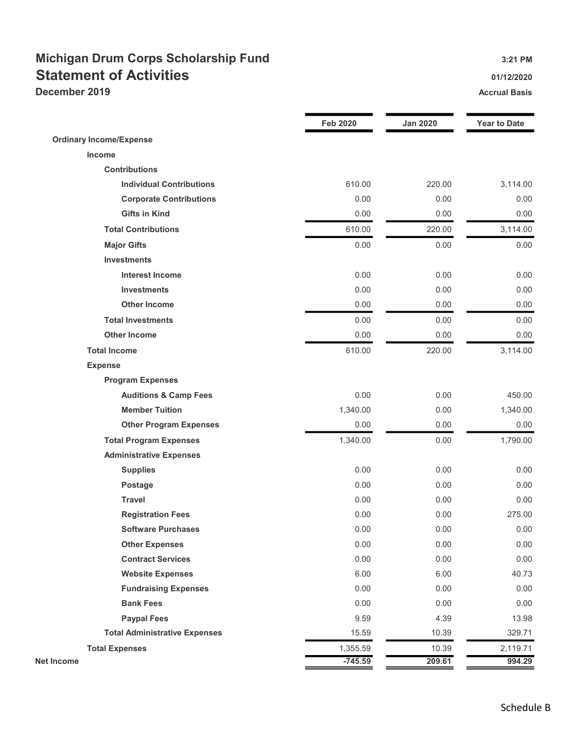# Michigan Drum Corps Scholarship Fund

## Statement of Activities

**December 2019**

3:21 PM
01/12/2020
Accrual Basis

| | Feb 2020 | Jan 2020 | Year to Date |
|---|---|---|---|
| **Ordinary Income/Expense** | | | |
| **Income** | | | |
| **Contributions** | | | |
| **Individual Contributions** | 610.00 | 220.00 | 3,114.00 |
| **Corporate Contributions** | 0.00 | 0.00 | 0.00 |
| **Gifts in Kind** | 0.00 | 0.00 | 0.00 |
| **Total Contributions** | 610.00 | 220.00 | 3,114.00 |
| **Major Gifts** | 0.00 | 0.00 | 0.00 |
| **Investments** | | | |
| **Interest Income** | 0.00 | 0.00 | 0.00 |
| **Investments** | 0.00 | 0.00 | 0.00 |
| **Other Income** | 0.00 | 0.00 | 0.00 |
| **Total Investments** | 0.00 | 0.00 | 0.00 |
| **Other Income** | 0.00 | 0.00 | 0.00 |
| **Total Income** | 610.00 | 220.00 | 3,114.00 |
| **Expense** | | | |
| **Program Expenses** | | | |
| **Auditions & Camp Fees** | 0.00 | 0.00 | 450.00 |
| **Member Tuition** | 1,340.00 | 0.00 | 1,340.00 |
| **Other Program Expenses** | 0.00 | 0.00 | 0.00 |
| **Total Program Expenses** | 1,340.00 | 0.00 | 1,790.00 |
| **Administrative Expenses** | | | |
| **Supplies** | 0.00 | 0.00 | 0.00 |
| **Postage** | 0.00 | 0.00 | 0.00 |
| **Travel** | 0.00 | 0.00 | 0.00 |
| **Registration Fees** | 0.00 | 0.00 | 275.00 |
| **Software Purchases** | 0.00 | 0.00 | 0.00 |
| **Other Expenses** | 0.00 | 0.00 | 0.00 |
| **Contract Services** | 0.00 | 0.00 | 0.00 |
| **Website Expenses** | 6.00 | 6.00 | 40.73 |
| **Fundraising Expenses** | 0.00 | 0.00 | 0.00 |
| **Bank Fees** | 0.00 | 0.00 | 0.00 |
| **Paypal Fees** | 9.59 | 4.39 | 13.98 |
| **Total Administrative Expenses** | 15.59 | 10.39 | 329.71 |
| **Total Expenses** | 1,355.59 | 10.39 | 2,119.71 |
| **Net Income** | **-745.59** | **209.61** | **994.29** |

Schedule B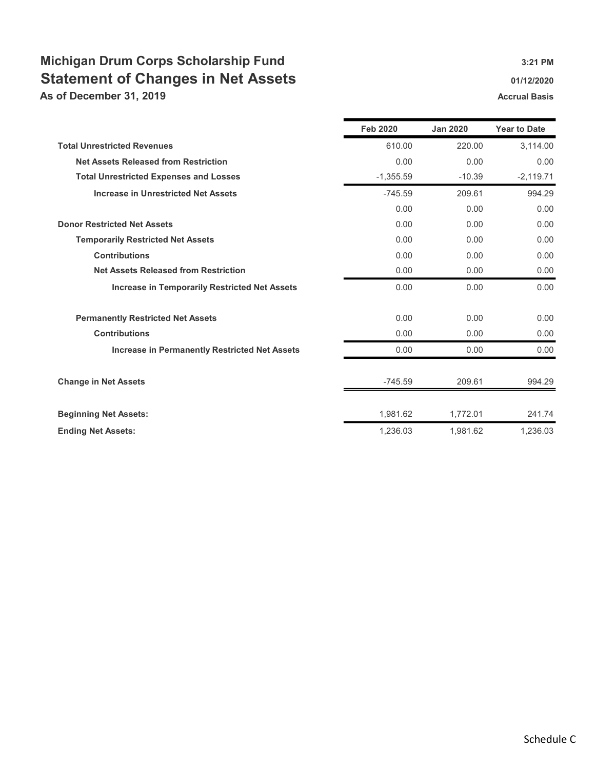# Michigan Drum Corps Scholarship Fund

## Statement of Changes in Net Assets

### As of December 31, 2019

3:21 PM

01/12/2020

Accrual Basis

| | Feb 2020 | Jan 2020 | Year to Date |
|---|---|---|---|
| **Total Unrestricted Revenues** | 610.00 | 220.00 | 3,114.00 |
| **Net Assets Released from Restriction** | 0.00 | 0.00 | 0.00 |
| **Total Unrestricted Expenses and Losses** | -1,355.59 | -10.39 | -2,119.71 |
| **Increase in Unrestricted Net Assets** | -745.59 | 209.61 | 994.29 |
| | 0.00 | 0.00 | 0.00 |
| **Donor Restricted Net Assets** | 0.00 | 0.00 | 0.00 |
| **Temporarily Restricted Net Assets** | 0.00 | 0.00 | 0.00 |
| **Contributions** | 0.00 | 0.00 | 0.00 |
| **Net Assets Released from Restriction** | 0.00 | 0.00 | 0.00 |
| **Increase in Temporarily Restricted Net Assets** | 0.00 | 0.00 | 0.00 |
| | | | |
| **Permanently Restricted Net Assets** | 0.00 | 0.00 | 0.00 |
| **Contributions** | 0.00 | 0.00 | 0.00 |
| **Increase in Permanently Restricted Net Assets** | 0.00 | 0.00 | 0.00 |
| | | | |
| **Change in Net Assets** | -745.59 | 209.61 | 994.29 |
| | | | |
| **Beginning Net Assets:** | 1,981.62 | 1,772.01 | 241.74 |
| **Ending Net Assets:** | 1,236.03 | 1,981.62 | 1,236.03 |

Schedule C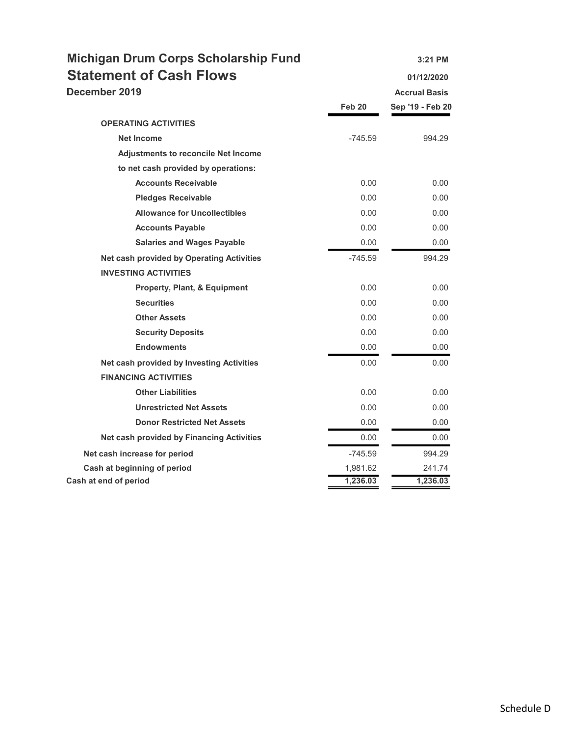# Michigan Drum Corps Scholarship Fund

## Statement of Cash Flows

**December 2019**

3:21 PM
01/12/2020
Accrual Basis

| | Feb 20 | Sep '19 - Feb 20 |
|---|---|---|
| **OPERATING ACTIVITIES** | | |
| **Net Income** | -745.59 | 994.29 |
| **Adjustments to reconcile Net Income** | | |
| **to net cash provided by operations:** | | |
| **Accounts Receivable** | 0.00 | 0.00 |
| **Pledges Receivable** | 0.00 | 0.00 |
| **Allowance for Uncollectibles** | 0.00 | 0.00 |
| **Accounts Payable** | 0.00 | 0.00 |
| **Salaries and Wages Payable** | 0.00 | 0.00 |
| **Net cash provided by Operating Activities** | -745.59 | 994.29 |
| **INVESTING ACTIVITIES** | | |
| **Property, Plant, & Equipment** | 0.00 | 0.00 |
| **Securities** | 0.00 | 0.00 |
| **Other Assets** | 0.00 | 0.00 |
| **Security Deposits** | 0.00 | 0.00 |
| **Endowments** | 0.00 | 0.00 |
| **Net cash provided by Investing Activities** | 0.00 | 0.00 |
| **FINANCING ACTIVITIES** | | |
| **Other Liabilities** | 0.00 | 0.00 |
| **Unrestricted Net Assets** | 0.00 | 0.00 |
| **Donor Restricted Net Assets** | 0.00 | 0.00 |
| **Net cash provided by Financing Activities** | 0.00 | 0.00 |
| **Net cash increase for period** | -745.59 | 994.29 |
| **Cash at beginning of period** | 1,981.62 | 241.74 |
| **Cash at end of period** | **1,236.03** | **1,236.03** |

Schedule D